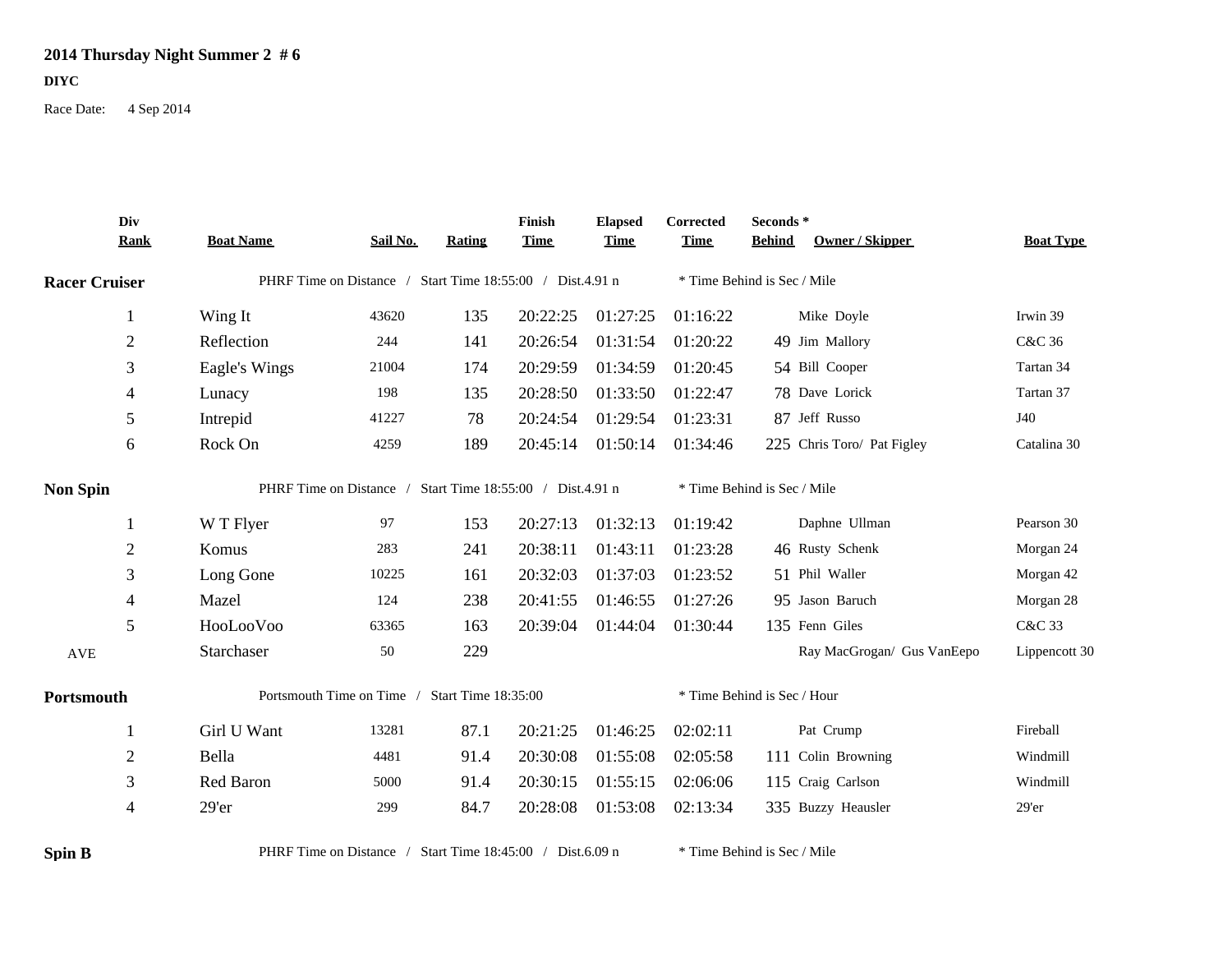**2014 Thursday Night Summer 2 # 6**

**DIYC**

Race Date: 4 Sep 2014

| Div Rank | Boat Name | Sail No. | Rating | Finish Time | Elapsed Time | Corrected Time | Seconds * Behind | Owner / Skipper | Boat Type |
|---|---|---|---|---|---|---|---|---|---|
| **Racer Cruiser** | PHRF Time on Distance / Start Time 18:55:00 / Dist.4.91 n | | | | | * Time Behind is Sec / Mile | | | |
| 1 | Wing It | 43620 | 135 | 20:22:25 | 01:27:25 | 01:16:22 | | Mike Doyle | Irwin 39 |
| 2 | Reflection | 244 | 141 | 20:26:54 | 01:31:54 | 01:20:22 | 49 | Jim Mallory | C&C 36 |
| 3 | Eagle's Wings | 21004 | 174 | 20:29:59 | 01:34:59 | 01:20:45 | 54 | Bill Cooper | Tartan 34 |
| 4 | Lunacy | 198 | 135 | 20:28:50 | 01:33:50 | 01:22:47 | 78 | Dave Lorick | Tartan 37 |
| 5 | Intrepid | 41227 | 78 | 20:24:54 | 01:29:54 | 01:23:31 | 87 | Jeff Russo | J40 |
| 6 | Rock On | 4259 | 189 | 20:45:14 | 01:50:14 | 01:34:46 | 225 | Chris Toro/ Pat Figley | Catalina 30 |
| **Non Spin** | PHRF Time on Distance / Start Time 18:55:00 / Dist.4.91 n | | | | | * Time Behind is Sec / Mile | | | |
| 1 | W T Flyer | 97 | 153 | 20:27:13 | 01:32:13 | 01:19:42 | | Daphne Ullman | Pearson 30 |
| 2 | Komus | 283 | 241 | 20:38:11 | 01:43:11 | 01:23:28 | 46 | Rusty Schenk | Morgan 24 |
| 3 | Long Gone | 10225 | 161 | 20:32:03 | 01:37:03 | 01:23:52 | 51 | Phil Waller | Morgan 42 |
| 4 | Mazel | 124 | 238 | 20:41:55 | 01:46:55 | 01:27:26 | 95 | Jason Baruch | Morgan 28 |
| 5 | HooLooVoo | 63365 | 163 | 20:39:04 | 01:44:04 | 01:30:44 | 135 | Fenn Giles | C&C 33 |
| AVE | Starchaser | 50 | 229 | | | | | Ray MacGrogan/ Gus VanEepo | Lippencott 30 |
| **Portsmouth** | Portsmouth Time on Time / Start Time 18:35:00 | | | | | * Time Behind is Sec / Hour | | | |
| 1 | Girl U Want | 13281 | 87.1 | 20:21:25 | 01:46:25 | 02:02:11 | | Pat Crump | Fireball |
| 2 | Bella | 4481 | 91.4 | 20:30:08 | 01:55:08 | 02:05:58 | 111 | Colin Browning | Windmill |
| 3 | Red Baron | 5000 | 91.4 | 20:30:15 | 01:55:15 | 02:06:06 | 115 | Craig Carlson | Windmill |
| 4 | 29'er | 299 | 84.7 | 20:28:08 | 01:53:08 | 02:13:34 | 335 | Buzzy Heausler | 29'er |
| **Spin B** | PHRF Time on Distance / Start Time 18:45:00 / Dist.6.09 n | | | | | * Time Behind is Sec / Mile | | | |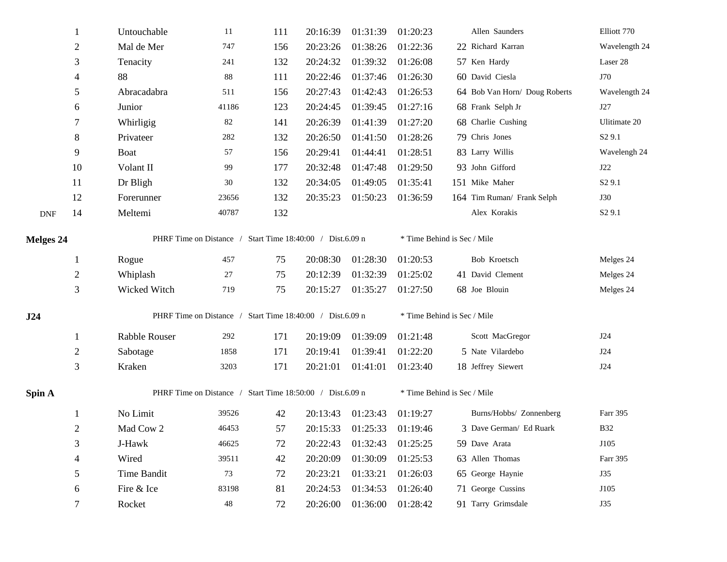| | Place | Boat | Sail # | Rating | Finish | Elapsed | Corrected | Behind* | Skipper | Boat Type |
|---|---|---|---|---|---|---|---|---|---|---|
| | 1 | Untouchable | 11 | 111 | 20:16:39 | 01:31:39 | 01:20:23 | | Allen Saunders | Elliott 770 |
| | 2 | Mal de Mer | 747 | 156 | 20:23:26 | 01:38:26 | 01:22:36 | 22 | Richard Karran | Wavelength 24 |
| | 3 | Tenacity | 241 | 132 | 20:24:32 | 01:39:32 | 01:26:08 | 57 | Ken Hardy | Laser 28 |
| | 4 | 88 | 88 | 111 | 20:22:46 | 01:37:46 | 01:26:30 | 60 | David Ciesla | J70 |
| | 5 | Abracadabra | 511 | 156 | 20:27:43 | 01:42:43 | 01:26:53 | 64 | Bob Van Horn/ Doug Roberts | Wavelength 24 |
| | 6 | Junior | 41186 | 123 | 20:24:45 | 01:39:45 | 01:27:16 | 68 | Frank Selph Jr | J27 |
| | 7 | Whirligig | 82 | 141 | 20:26:39 | 01:41:39 | 01:27:20 | 68 | Charlie Cushing | Ulitimate 20 |
| | 8 | Privateer | 282 | 132 | 20:26:50 | 01:41:50 | 01:28:26 | 79 | Chris Jones | S2 9.1 |
| | 9 | Boat | 57 | 156 | 20:29:41 | 01:44:41 | 01:28:51 | 83 | Larry Willis | Wavelengh 24 |
| | 10 | Volant II | 99 | 177 | 20:32:48 | 01:47:48 | 01:29:50 | 93 | John Gifford | J22 |
| | 11 | Dr Bligh | 30 | 132 | 20:34:05 | 01:49:05 | 01:35:41 | 151 | Mike Maher | S2 9.1 |
| | 12 | Forerunner | 23656 | 132 | 20:35:23 | 01:50:23 | 01:36:59 | 164 | Tim Ruman/ Frank Selph | J30 |
| DNF | 14 | Meltemi | 40787 | 132 | | | | | Alex Korakis | S2 9.1 |

**Melges 24** PHRF Time on Distance / Start Time 18:40:00 / Dist.6.09 n * Time Behind is Sec / Mile

| Place | Boat | Sail # | Rating | Finish | Elapsed | Corrected | Behind* | Skipper | Boat Type |
|---|---|---|---|---|---|---|---|---|---|
| 1 | Rogue | 457 | 75 | 20:08:30 | 01:28:30 | 01:20:53 | | Bob Kroetsch | Melges 24 |
| 2 | Whiplash | 27 | 75 | 20:12:39 | 01:32:39 | 01:25:02 | 41 | David Clement | Melges 24 |
| 3 | Wicked Witch | 719 | 75 | 20:15:27 | 01:35:27 | 01:27:50 | 68 | Joe Blouin | Melges 24 |

**J24** PHRF Time on Distance / Start Time 18:40:00 / Dist.6.09 n * Time Behind is Sec / Mile

| Place | Boat | Sail # | Rating | Finish | Elapsed | Corrected | Behind* | Skipper | Boat Type |
|---|---|---|---|---|---|---|---|---|---|
| 1 | Rabble Rouser | 292 | 171 | 20:19:09 | 01:39:09 | 01:21:48 | | Scott MacGregor | J24 |
| 2 | Sabotage | 1858 | 171 | 20:19:41 | 01:39:41 | 01:22:20 | 5 | Nate Vilardebo | J24 |
| 3 | Kraken | 3203 | 171 | 20:21:01 | 01:41:01 | 01:23:40 | 18 | Jeffrey Siewert | J24 |

**Spin A** PHRF Time on Distance / Start Time 18:50:00 / Dist.6.09 n * Time Behind is Sec / Mile

| Place | Boat | Sail # | Rating | Finish | Elapsed | Corrected | Behind* | Skipper | Boat Type |
|---|---|---|---|---|---|---|---|---|---|
| 1 | No Limit | 39526 | 42 | 20:13:43 | 01:23:43 | 01:19:27 | | Burns/Hobbs/ Zonnenberg | Farr 395 |
| 2 | Mad Cow 2 | 46453 | 57 | 20:15:33 | 01:25:33 | 01:19:46 | 3 | Dave German/ Ed Ruark | B32 |
| 3 | J-Hawk | 46625 | 72 | 20:22:43 | 01:32:43 | 01:25:25 | 59 | Dave Arata | J105 |
| 4 | Wired | 39511 | 42 | 20:20:09 | 01:30:09 | 01:25:53 | 63 | Allen Thomas | Farr 395 |
| 5 | Time Bandit | 73 | 72 | 20:23:21 | 01:33:21 | 01:26:03 | 65 | George Haynie | J35 |
| 6 | Fire & Ice | 83198 | 81 | 20:24:53 | 01:34:53 | 01:26:40 | 71 | George Cussins | J105 |
| 7 | Rocket | 48 | 72 | 20:26:00 | 01:36:00 | 01:28:42 | 91 | Tarry Grimsdale | J35 |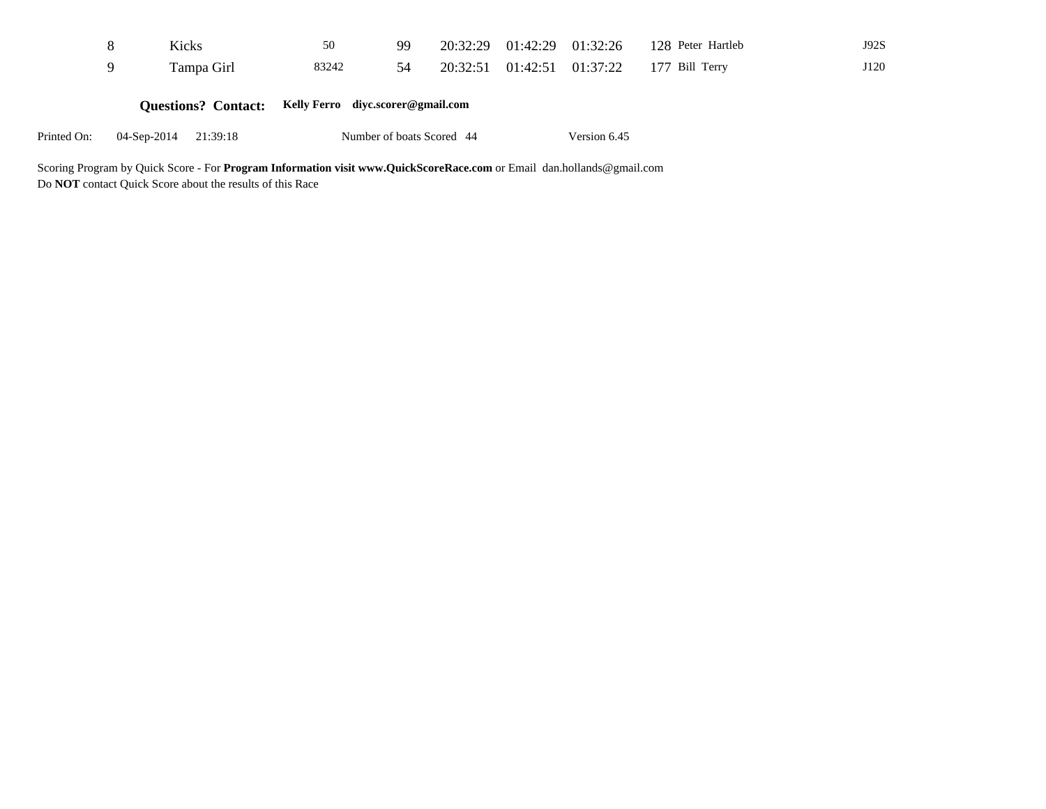| | | | | | | | | | |
|---|---|---|---|---|---|---|---|---|---|
| 8 | Kicks | 50 | 99 | 20:32:29 | 01:42:29 | 01:32:26 | 128 | Peter Hartleb | J92S |
| 9 | Tampa Girl | 83242 | 54 | 20:32:51 | 01:42:51 | 01:37:22 | 177 | Bill Terry | J120 |

**Questions? Contact:** **Kelly Ferro diyc.scorer@gmail.com**

Printed On: 04-Sep-2014 21:39:18 Number of boats Scored 44 Version 6.45

Scoring Program by Quick Score - For **Program Information visit www.QuickScoreRace.com** or Email dan.hollands@gmail.com
Do **NOT** contact Quick Score about the results of this Race